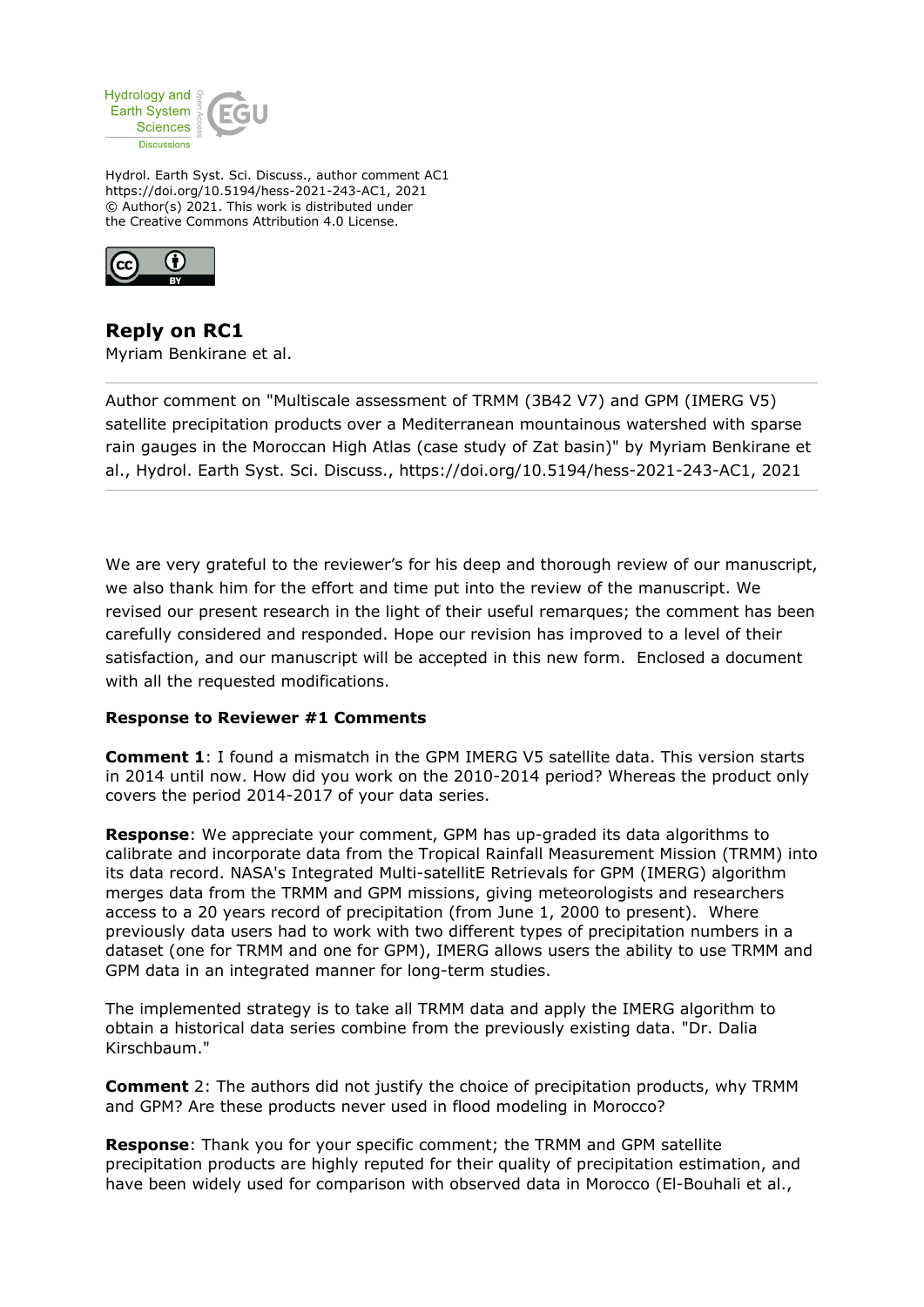Hydrol. Earth Syst. Sci. Discuss., author comment AC1
https://doi.org/10.5194/hess-2021-243-AC1, 2021
© Author(s) 2021. This work is distributed under
the Creative Commons Attribution 4.0 License.

## Reply on RC1

Myriam Benkirane et al.

---

Author comment on "Multiscale assessment of TRMM (3B42 V7) and GPM (IMERG V5) satellite precipitation products over a Mediterranean mountainous watershed with sparse rain gauges in the Moroccan High Atlas (case study of Zat basin)" by Myriam Benkirane et al., Hydrol. Earth Syst. Sci. Discuss., https://doi.org/10.5194/hess-2021-243-AC1, 2021

---

We are very grateful to the reviewer's for his deep and thorough review of our manuscript, we also thank him for the effort and time put into the review of the manuscript. We revised our present research in the light of their useful remarques; the comment has been carefully considered and responded. Hope our revision has improved to a level of their satisfaction, and our manuscript will be accepted in this new form.  Enclosed a document with all the requested modifications.

**Response to Reviewer #1 Comments**

**Comment 1**: I found a mismatch in the GPM IMERG V5 satellite data. This version starts in 2014 until now. How did you work on the 2010-2014 period? Whereas the product only covers the period 2014-2017 of your data series.

**Response**: We appreciate your comment, GPM has up-graded its data algorithms to calibrate and incorporate data from the Tropical Rainfall Measurement Mission (TRMM) into its data record. NASA's Integrated Multi-satellitE Retrievals for GPM (IMERG) algorithm merges data from the TRMM and GPM missions, giving meteorologists and researchers access to a 20 years record of precipitation (from June 1, 2000 to present).  Where previously data users had to work with two different types of precipitation numbers in a dataset (one for TRMM and one for GPM), IMERG allows users the ability to use TRMM and GPM data in an integrated manner for long-term studies.

The implemented strategy is to take all TRMM data and apply the IMERG algorithm to obtain a historical data series combine from the previously existing data. "Dr. Dalia Kirschbaum."

**Comment** 2: The authors did not justify the choice of precipitation products, why TRMM and GPM? Are these products never used in flood modeling in Morocco?

**Response**: Thank you for your specific comment; the TRMM and GPM satellite precipitation products are highly reputed for their quality of precipitation estimation, and have been widely used for comparison with observed data in Morocco (El-Bouhali et al.,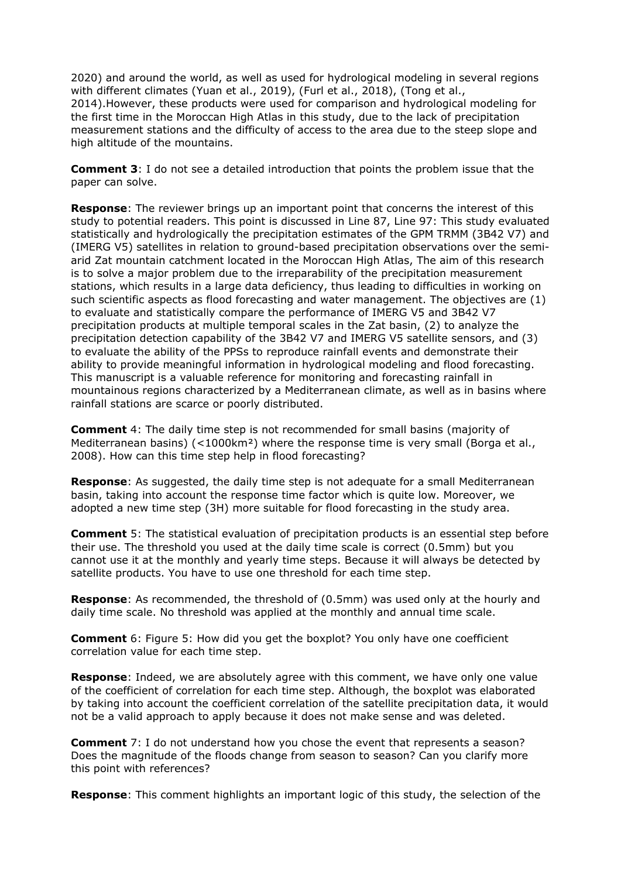2020) and around the world, as well as used for hydrological modeling in several regions with different climates (Yuan et al., 2019), (Furl et al., 2018), (Tong et al., 2014).However, these products were used for comparison and hydrological modeling for the first time in the Moroccan High Atlas in this study, due to the lack of precipitation measurement stations and the difficulty of access to the area due to the steep slope and high altitude of the mountains.

**Comment 3**: I do not see a detailed introduction that points the problem issue that the paper can solve.

**Response**: The reviewer brings up an important point that concerns the interest of this study to potential readers. This point is discussed in Line 87, Line 97: This study evaluated statistically and hydrologically the precipitation estimates of the GPM TRMM (3B42 V7) and (IMERG V5) satellites in relation to ground-based precipitation observations over the semi-arid Zat mountain catchment located in the Moroccan High Atlas, The aim of this research is to solve a major problem due to the irreparability of the precipitation measurement stations, which results in a large data deficiency, thus leading to difficulties in working on such scientific aspects as flood forecasting and water management. The objectives are (1) to evaluate and statistically compare the performance of IMERG V5 and 3B42 V7 precipitation products at multiple temporal scales in the Zat basin, (2) to analyze the precipitation detection capability of the 3B42 V7 and IMERG V5 satellite sensors, and (3) to evaluate the ability of the PPSs to reproduce rainfall events and demonstrate their ability to provide meaningful information in hydrological modeling and flood forecasting. This manuscript is a valuable reference for monitoring and forecasting rainfall in mountainous regions characterized by a Mediterranean climate, as well as in basins where rainfall stations are scarce or poorly distributed.

**Comment** 4: The daily time step is not recommended for small basins (majority of Mediterranean basins) (<1000km²) where the response time is very small (Borga et al., 2008). How can this time step help in flood forecasting?

**Response**: As suggested, the daily time step is not adequate for a small Mediterranean basin, taking into account the response time factor which is quite low. Moreover, we adopted a new time step (3H) more suitable for flood forecasting in the study area.

**Comment** 5: The statistical evaluation of precipitation products is an essential step before their use. The threshold you used at the daily time scale is correct (0.5mm) but you cannot use it at the monthly and yearly time steps. Because it will always be detected by satellite products. You have to use one threshold for each time step.

**Response**: As recommended, the threshold of (0.5mm) was used only at the hourly and daily time scale. No threshold was applied at the monthly and annual time scale.

**Comment** 6: Figure 5: How did you get the boxplot? You only have one coefficient correlation value for each time step.

**Response**: Indeed, we are absolutely agree with this comment, we have only one value of the coefficient of correlation for each time step. Although, the boxplot was elaborated by taking into account the coefficient correlation of the satellite precipitation data, it would not be a valid approach to apply because it does not make sense and was deleted.

**Comment** 7: I do not understand how you chose the event that represents a season? Does the magnitude of the floods change from season to season? Can you clarify more this point with references?

**Response**: This comment highlights an important logic of this study, the selection of the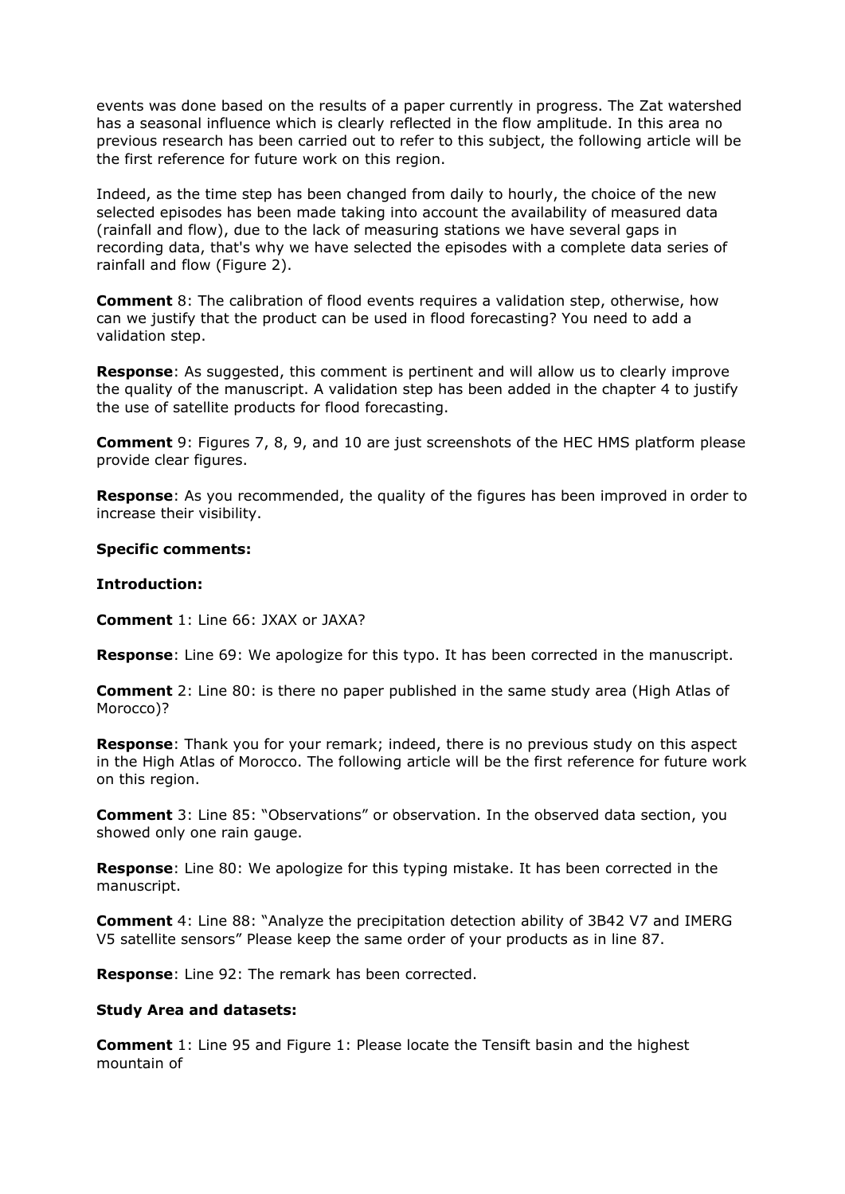events was done based on the results of a paper currently in progress. The Zat watershed has a seasonal influence which is clearly reflected in the flow amplitude. In this area no previous research has been carried out to refer to this subject, the following article will be the first reference for future work on this region.

Indeed, as the time step has been changed from daily to hourly, the choice of the new selected episodes has been made taking into account the availability of measured data (rainfall and flow), due to the lack of measuring stations we have several gaps in recording data, that's why we have selected the episodes with a complete data series of rainfall and flow (Figure 2).

**Comment** 8: The calibration of flood events requires a validation step, otherwise, how can we justify that the product can be used in flood forecasting? You need to add a validation step.

**Response**: As suggested, this comment is pertinent and will allow us to clearly improve the quality of the manuscript. A validation step has been added in the chapter 4 to justify the use of satellite products for flood forecasting.

**Comment** 9: Figures 7, 8, 9, and 10 are just screenshots of the HEC HMS platform please provide clear figures.

**Response**: As you recommended, the quality of the figures has been improved in order to increase their visibility.

**Specific comments:**

**Introduction:**

**Comment** 1: Line 66: JXAX or JAXA?

**Response**: Line 69: We apologize for this typo. It has been corrected in the manuscript.

**Comment** 2: Line 80: is there no paper published in the same study area (High Atlas of Morocco)?

**Response**: Thank you for your remark; indeed, there is no previous study on this aspect in the High Atlas of Morocco. The following article will be the first reference for future work on this region.

**Comment** 3: Line 85: "Observations" or observation. In the observed data section, you showed only one rain gauge.

**Response**: Line 80: We apologize for this typing mistake. It has been corrected in the manuscript.

**Comment** 4: Line 88: "Analyze the precipitation detection ability of 3B42 V7 and IMERG V5 satellite sensors" Please keep the same order of your products as in line 87.

**Response**: Line 92: The remark has been corrected.

**Study Area and datasets:**

**Comment** 1: Line 95 and Figure 1: Please locate the Tensift basin and the highest mountain of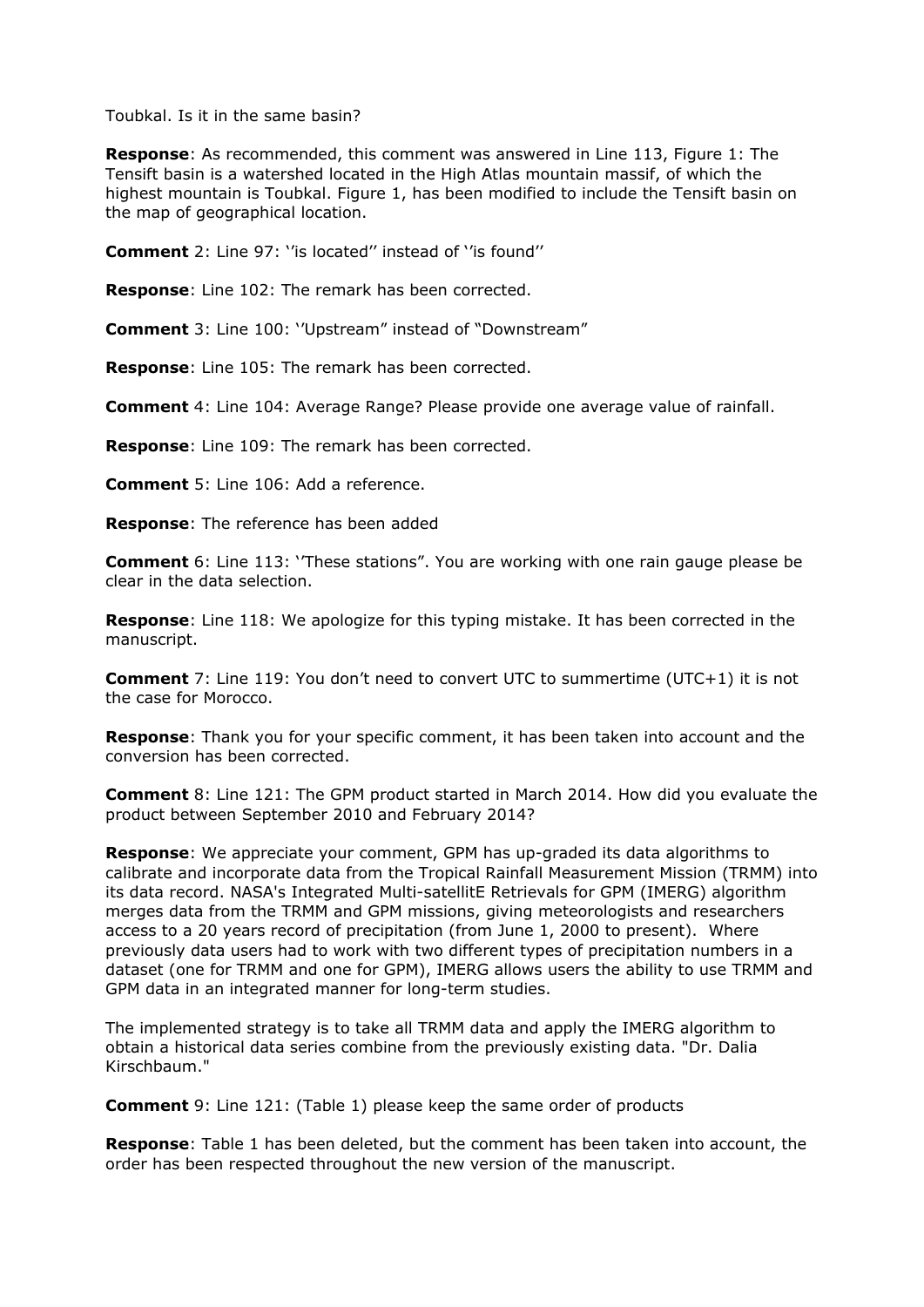Toubkal. Is it in the same basin?

**Response**: As recommended, this comment was answered in Line 113, Figure 1: The Tensift basin is a watershed located in the High Atlas mountain massif, of which the highest mountain is Toubkal. Figure 1, has been modified to include the Tensift basin on the map of geographical location.

**Comment** 2: Line 97: ‘’is located’’ instead of ‘’is found’’

**Response**: Line 102: The remark has been corrected.

**Comment** 3: Line 100: ‘’Upstream” instead of “Downstream”

**Response**: Line 105: The remark has been corrected.

**Comment** 4: Line 104: Average Range? Please provide one average value of rainfall.

**Response**: Line 109: The remark has been corrected.

**Comment** 5: Line 106: Add a reference.

**Response**: The reference has been added

**Comment** 6: Line 113: ‘’These stations”. You are working with one rain gauge please be clear in the data selection.

**Response**: Line 118: We apologize for this typing mistake. It has been corrected in the manuscript.

**Comment** 7: Line 119: You don’t need to convert UTC to summertime (UTC+1) it is not the case for Morocco.

**Response**: Thank you for your specific comment, it has been taken into account and the conversion has been corrected.

**Comment** 8: Line 121: The GPM product started in March 2014. How did you evaluate the product between September 2010 and February 2014?

**Response**: We appreciate your comment, GPM has up-graded its data algorithms to calibrate and incorporate data from the Tropical Rainfall Measurement Mission (TRMM) into its data record. NASA's Integrated Multi-satellitE Retrievals for GPM (IMERG) algorithm merges data from the TRMM and GPM missions, giving meteorologists and researchers access to a 20 years record of precipitation (from June 1, 2000 to present). Where previously data users had to work with two different types of precipitation numbers in a dataset (one for TRMM and one for GPM), IMERG allows users the ability to use TRMM and GPM data in an integrated manner for long-term studies.

The implemented strategy is to take all TRMM data and apply the IMERG algorithm to obtain a historical data series combine from the previously existing data. "Dr. Dalia Kirschbaum."

**Comment** 9: Line 121: (Table 1) please keep the same order of products

**Response**: Table 1 has been deleted, but the comment has been taken into account, the order has been respected throughout the new version of the manuscript.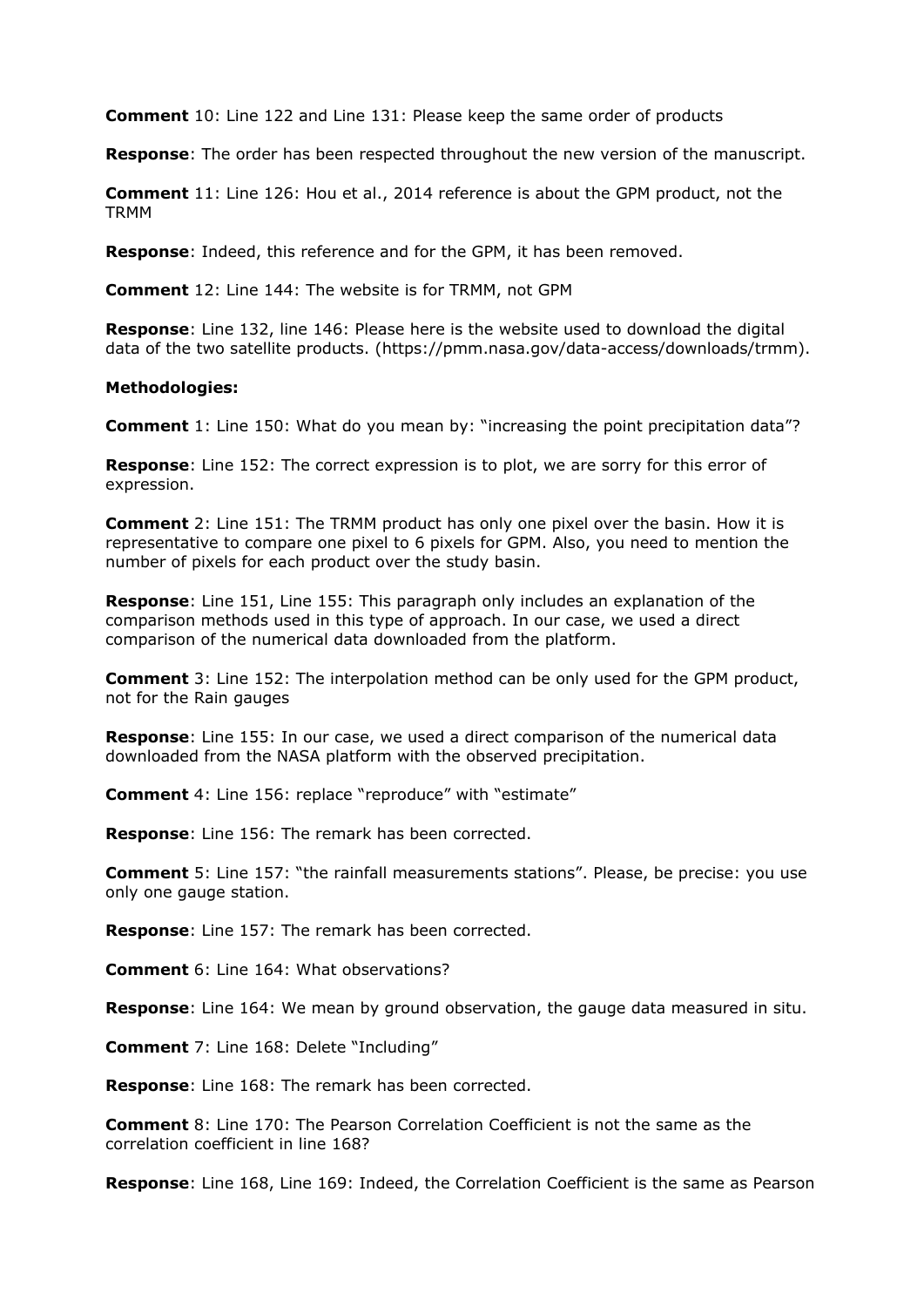**Comment** 10: Line 122 and Line 131: Please keep the same order of products

**Response**: The order has been respected throughout the new version of the manuscript.

**Comment** 11: Line 126: Hou et al., 2014 reference is about the GPM product, not the TRMM

**Response**: Indeed, this reference and for the GPM, it has been removed.

**Comment** 12: Line 144: The website is for TRMM, not GPM

**Response**: Line 132, line 146: Please here is the website used to download the digital data of the two satellite products. (https://pmm.nasa.gov/data-access/downloads/trmm).

**Methodologies:**

**Comment** 1: Line 150: What do you mean by: "increasing the point precipitation data"?

**Response**: Line 152: The correct expression is to plot, we are sorry for this error of expression.

**Comment** 2: Line 151: The TRMM product has only one pixel over the basin. How it is representative to compare one pixel to 6 pixels for GPM. Also, you need to mention the number of pixels for each product over the study basin.

**Response**: Line 151, Line 155: This paragraph only includes an explanation of the comparison methods used in this type of approach. In our case, we used a direct comparison of the numerical data downloaded from the platform.

**Comment** 3: Line 152: The interpolation method can be only used for the GPM product, not for the Rain gauges

**Response**: Line 155: In our case, we used a direct comparison of the numerical data downloaded from the NASA platform with the observed precipitation.

**Comment** 4: Line 156: replace "reproduce" with "estimate"

**Response**: Line 156: The remark has been corrected.

**Comment** 5: Line 157: "the rainfall measurements stations". Please, be precise: you use only one gauge station.

**Response**: Line 157: The remark has been corrected.

**Comment** 6: Line 164: What observations?

**Response**: Line 164: We mean by ground observation, the gauge data measured in situ.

**Comment** 7: Line 168: Delete "Including"

**Response**: Line 168: The remark has been corrected.

**Comment** 8: Line 170: The Pearson Correlation Coefficient is not the same as the correlation coefficient in line 168?

**Response**: Line 168, Line 169: Indeed, the Correlation Coefficient is the same as Pearson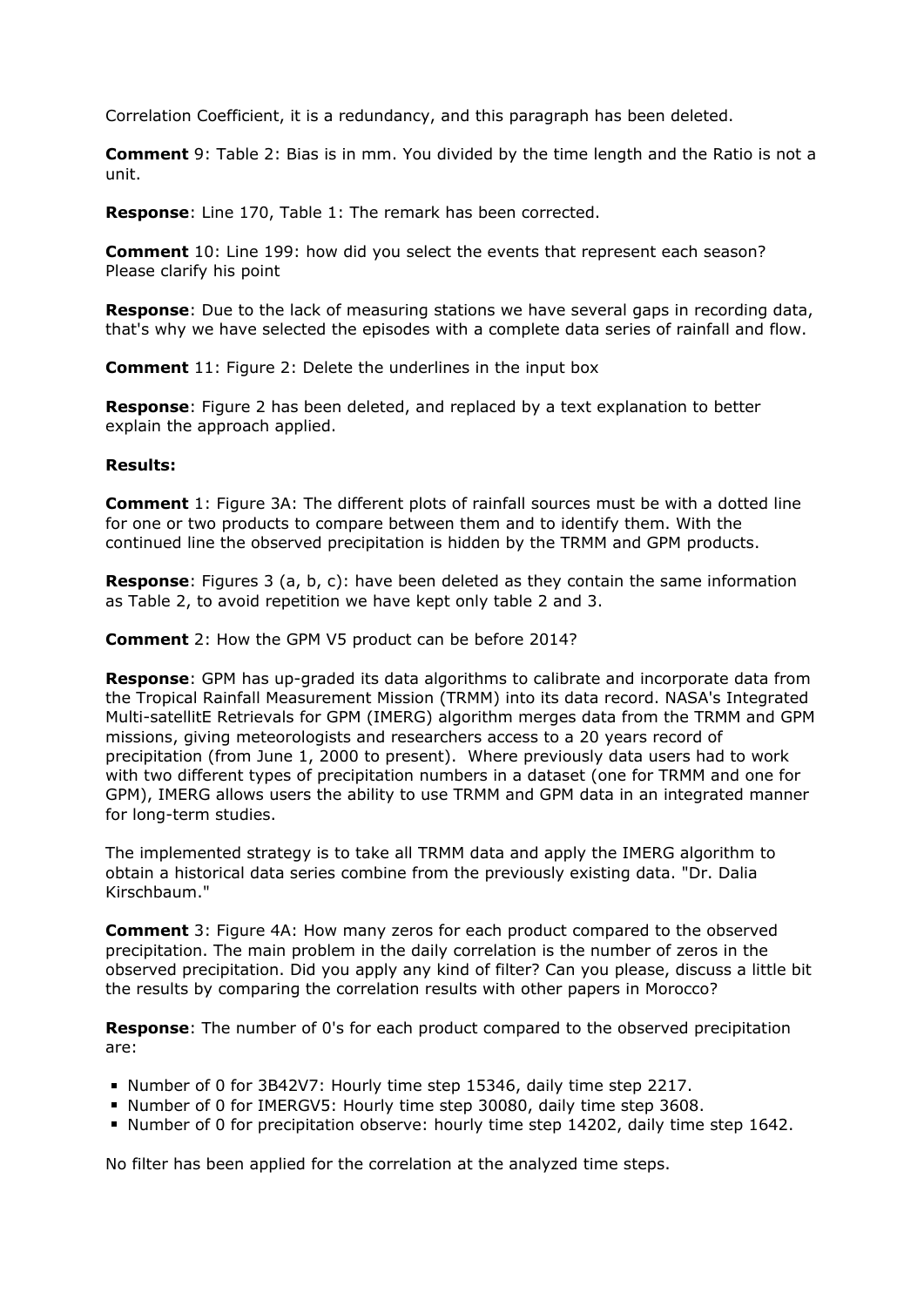Correlation Coefficient, it is a redundancy, and this paragraph has been deleted.

**Comment** 9: Table 2: Bias is in mm. You divided by the time length and the Ratio is not a unit.

**Response**: Line 170, Table 1: The remark has been corrected.

**Comment** 10: Line 199: how did you select the events that represent each season? Please clarify his point

**Response**: Due to the lack of measuring stations we have several gaps in recording data, that's why we have selected the episodes with a complete data series of rainfall and flow.

**Comment** 11: Figure 2: Delete the underlines in the input box

**Response**: Figure 2 has been deleted, and replaced by a text explanation to better explain the approach applied.

**Results:**

**Comment** 1: Figure 3A: The different plots of rainfall sources must be with a dotted line for one or two products to compare between them and to identify them. With the continued line the observed precipitation is hidden by the TRMM and GPM products.

**Response**: Figures 3 (a, b, c): have been deleted as they contain the same information as Table 2, to avoid repetition we have kept only table 2 and 3.

**Comment** 2: How the GPM V5 product can be before 2014?

**Response**: GPM has up-graded its data algorithms to calibrate and incorporate data from the Tropical Rainfall Measurement Mission (TRMM) into its data record. NASA's Integrated Multi-satellitE Retrievals for GPM (IMERG) algorithm merges data from the TRMM and GPM missions, giving meteorologists and researchers access to a 20 years record of precipitation (from June 1, 2000 to present). Where previously data users had to work with two different types of precipitation numbers in a dataset (one for TRMM and one for GPM), IMERG allows users the ability to use TRMM and GPM data in an integrated manner for long-term studies.

The implemented strategy is to take all TRMM data and apply the IMERG algorithm to obtain a historical data series combine from the previously existing data. "Dr. Dalia Kirschbaum."

**Comment** 3: Figure 4A: How many zeros for each product compared to the observed precipitation. The main problem in the daily correlation is the number of zeros in the observed precipitation. Did you apply any kind of filter? Can you please, discuss a little bit the results by comparing the correlation results with other papers in Morocco?

**Response**: The number of 0's for each product compared to the observed precipitation are:

- Number of 0 for 3B42V7: Hourly time step 15346, daily time step 2217.
- Number of 0 for IMERGV5: Hourly time step 30080, daily time step 3608.
- Number of 0 for precipitation observe: hourly time step 14202, daily time step 1642.

No filter has been applied for the correlation at the analyzed time steps.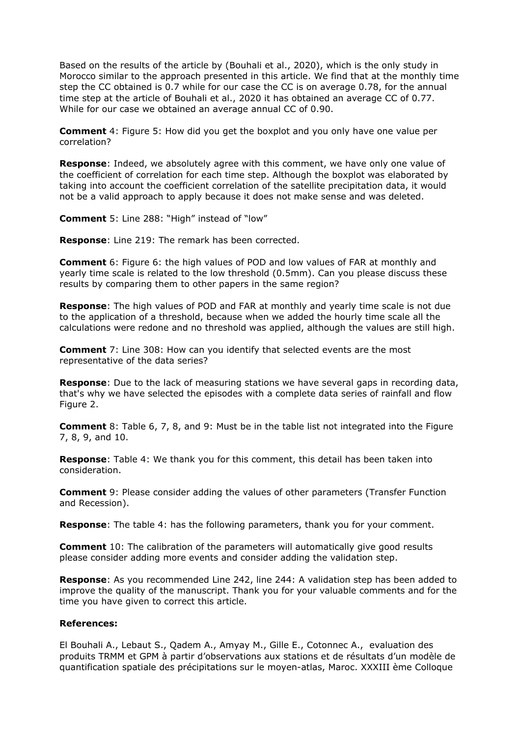Based on the results of the article by (Bouhali et al., 2020), which is the only study in Morocco similar to the approach presented in this article. We find that at the monthly time step the CC obtained is 0.7 while for our case the CC is on average 0.78, for the annual time step at the article of Bouhali et al., 2020 it has obtained an average CC of 0.77. While for our case we obtained an average annual CC of 0.90.

**Comment** 4: Figure 5: How did you get the boxplot and you only have one value per correlation?

**Response**: Indeed, we absolutely agree with this comment, we have only one value of the coefficient of correlation for each time step. Although the boxplot was elaborated by taking into account the coefficient correlation of the satellite precipitation data, it would not be a valid approach to apply because it does not make sense and was deleted.

**Comment** 5: Line 288: "High" instead of "low"

**Response**: Line 219: The remark has been corrected.

**Comment** 6: Figure 6: the high values of POD and low values of FAR at monthly and yearly time scale is related to the low threshold (0.5mm). Can you please discuss these results by comparing them to other papers in the same region?

**Response**: The high values of POD and FAR at monthly and yearly time scale is not due to the application of a threshold, because when we added the hourly time scale all the calculations were redone and no threshold was applied, although the values are still high.

**Comment** 7: Line 308: How can you identify that selected events are the most representative of the data series?

**Response**: Due to the lack of measuring stations we have several gaps in recording data, that's why we have selected the episodes with a complete data series of rainfall and flow Figure 2.

**Comment** 8: Table 6, 7, 8, and 9: Must be in the table list not integrated into the Figure 7, 8, 9, and 10.

**Response**: Table 4: We thank you for this comment, this detail has been taken into consideration.

**Comment** 9: Please consider adding the values of other parameters (Transfer Function and Recession).

**Response**: The table 4: has the following parameters, thank you for your comment.

**Comment** 10: The calibration of the parameters will automatically give good results please consider adding more events and consider adding the validation step.

**Response**: As you recommended Line 242, line 244: A validation step has been added to improve the quality of the manuscript. Thank you for your valuable comments and for the time you have given to correct this article.

**References:**

El Bouhali A., Lebaut S., Qadem A., Amyay M., Gille E., Cotonnec A., evaluation des produits TRMM et GPM à partir d'observations aux stations et de résultats d'un modèle de quantification spatiale des précipitations sur le moyen-atlas, Maroc. XXXIII ème Colloque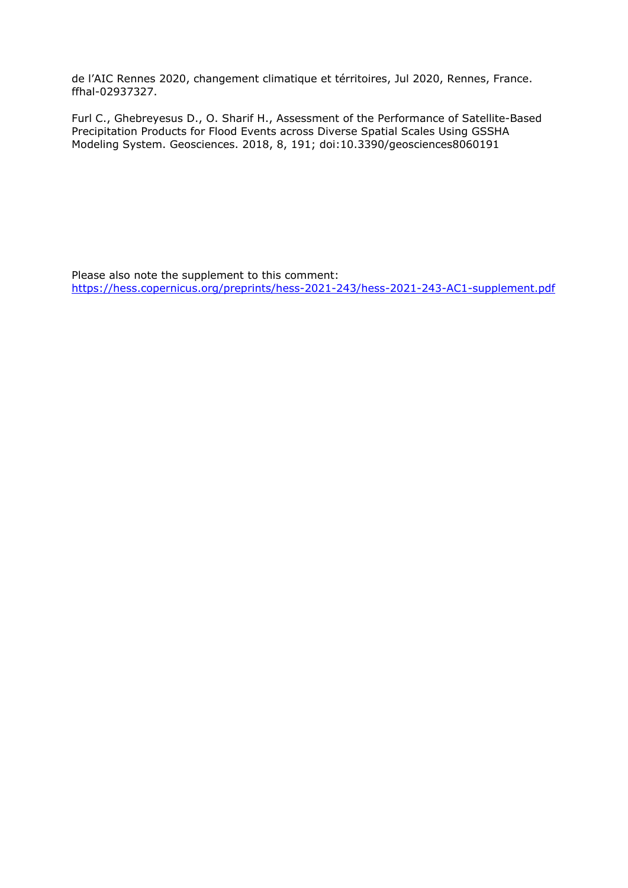de l’AIC Rennes 2020, changement climatique et térritoires, Jul 2020, Rennes, France. ffhal-02937327.

Furl C., Ghebreyesus D., O. Sharif H., Assessment of the Performance of Satellite-Based Precipitation Products for Flood Events across Diverse Spatial Scales Using GSSHA Modeling System. Geosciences. 2018, 8, 191; doi:10.3390/geosciences8060191

Please also note the supplement to this comment:
https://hess.copernicus.org/preprints/hess-2021-243/hess-2021-243-AC1-supplement.pdf